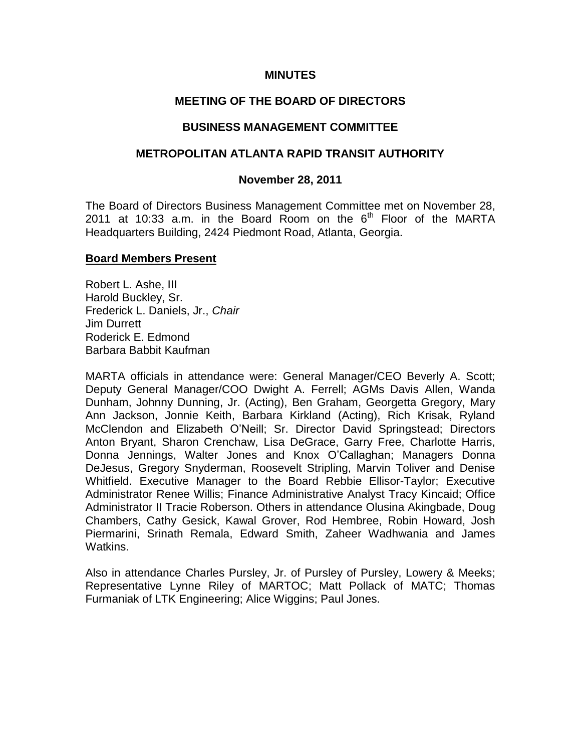**MINUTES**

**MEETING OF THE BOARD OF DIRECTORS**

**BUSINESS MANAGEMENT COMMITTEE**

**METROPOLITAN ATLANTA RAPID TRANSIT AUTHORITY**

**November 28, 2011**

The Board of Directors Business Management Committee met on November 28, 2011 at 10:33 a.m. in the Board Room on the 6th Floor of the MARTA Headquarters Building, 2424 Piedmont Road, Atlanta, Georgia.

**Board Members Present**

Robert L. Ashe, III
Harold Buckley, Sr.
Frederick L. Daniels, Jr., *Chair*
Jim Durrett
Roderick E. Edmond
Barbara Babbit Kaufman

MARTA officials in attendance were: General Manager/CEO Beverly A. Scott; Deputy General Manager/COO Dwight A. Ferrell; AGMs Davis Allen, Wanda Dunham, Johnny Dunning, Jr. (Acting), Ben Graham, Georgetta Gregory, Mary Ann Jackson, Jonnie Keith, Barbara Kirkland (Acting), Rich Krisak, Ryland McClendon and Elizabeth O'Neill; Sr. Director David Springstead; Directors Anton Bryant, Sharon Crenchaw, Lisa DeGrace, Garry Free, Charlotte Harris, Donna Jennings, Walter Jones and Knox O'Callaghan; Managers Donna DeJesus, Gregory Snyderman, Roosevelt Stripling, Marvin Toliver and Denise Whitfield. Executive Manager to the Board Rebbie Ellisor-Taylor; Executive Administrator Renee Willis; Finance Administrative Analyst Tracy Kincaid; Office Administrator II Tracie Roberson. Others in attendance Olusina Akingbade, Doug Chambers, Cathy Gesick, Kawal Grover, Rod Hembree, Robin Howard, Josh Piermarini, Srinath Remala, Edward Smith, Zaheer Wadhwania and James Watkins.

Also in attendance Charles Pursley, Jr. of Pursley of Pursley, Lowery & Meeks; Representative Lynne Riley of MARTOC; Matt Pollack of MATC; Thomas Furmaniak of LTK Engineering; Alice Wiggins; Paul Jones.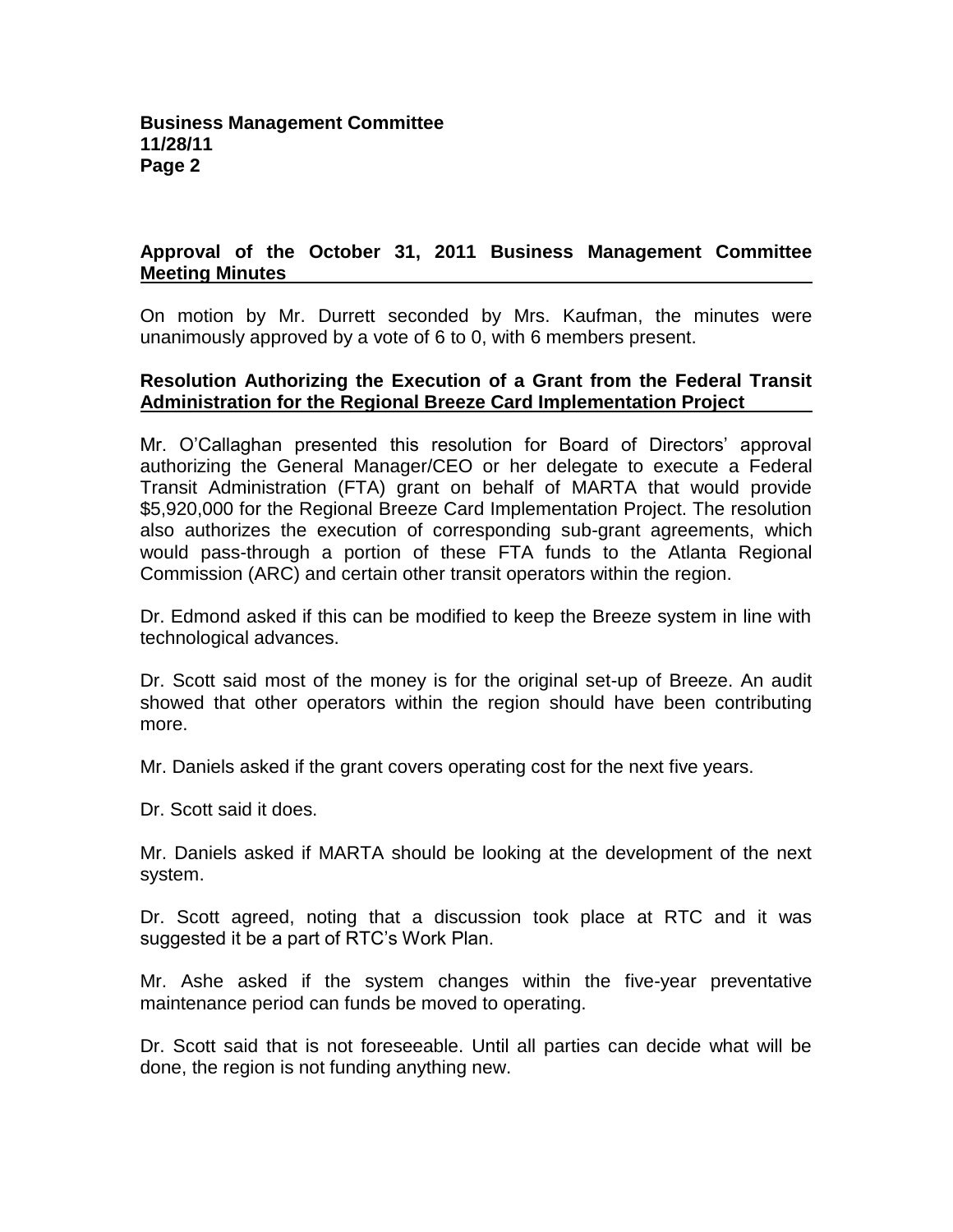## Approval of the October 31, 2011 Business Management Committee Meeting Minutes

On motion by Mr. Durrett seconded by Mrs. Kaufman, the minutes were unanimously approved by a vote of 6 to 0, with 6 members present.

## Resolution Authorizing the Execution of a Grant from the Federal Transit Administration for the Regional Breeze Card Implementation Project

Mr. O'Callaghan presented this resolution for Board of Directors' approval authorizing the General Manager/CEO or her delegate to execute a Federal Transit Administration (FTA) grant on behalf of MARTA that would provide $5,920,000 for the Regional Breeze Card Implementation Project. The resolution also authorizes the execution of corresponding sub-grant agreements, which would pass-through a portion of these FTA funds to the Atlanta Regional Commission (ARC) and certain other transit operators within the region.

Dr. Edmond asked if this can be modified to keep the Breeze system in line with technological advances.

Dr. Scott said most of the money is for the original set-up of Breeze. An audit showed that other operators within the region should have been contributing more.

Mr. Daniels asked if the grant covers operating cost for the next five years.

Dr. Scott said it does.

Mr. Daniels asked if MARTA should be looking at the development of the next system.

Dr. Scott agreed, noting that a discussion took place at RTC and it was suggested it be a part of RTC's Work Plan.

Mr. Ashe asked if the system changes within the five-year preventative maintenance period can funds be moved to operating.

Dr. Scott said that is not foreseeable. Until all parties can decide what will be done, the region is not funding anything new.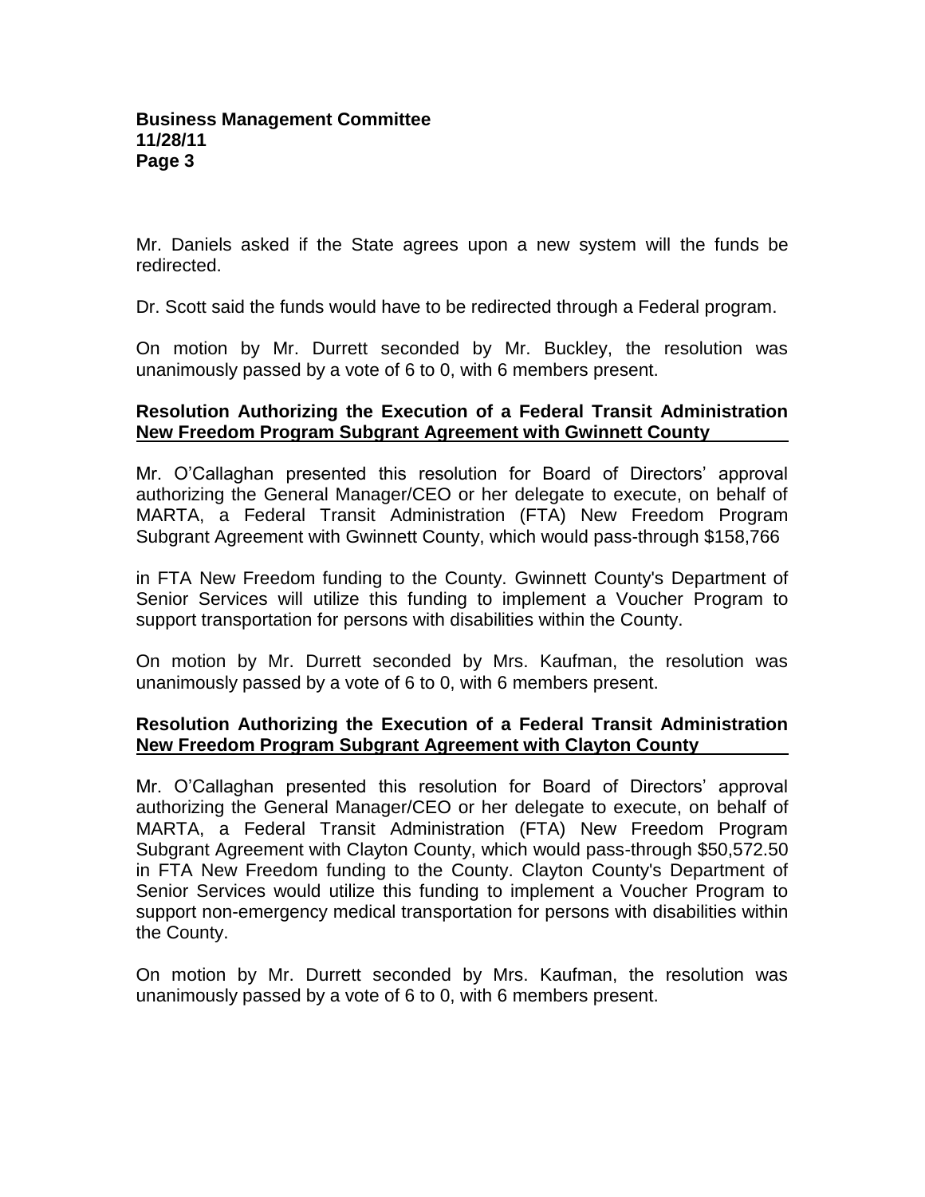Mr. Daniels asked if the State agrees upon a new system will the funds be redirected.

Dr. Scott said the funds would have to be redirected through a Federal program.

On motion by Mr. Durrett seconded by Mr. Buckley, the resolution was unanimously passed by a vote of 6 to 0, with 6 members present.

**Resolution Authorizing the Execution of a Federal Transit Administration New Freedom Program Subgrant Agreement with Gwinnett County**

Mr. O'Callaghan presented this resolution for Board of Directors' approval authorizing the General Manager/CEO or her delegate to execute, on behalf of MARTA, a Federal Transit Administration (FTA) New Freedom Program Subgrant Agreement with Gwinnett County, which would pass-through $158,766 in FTA New Freedom funding to the County. Gwinnett County's Department of Senior Services will utilize this funding to implement a Voucher Program to support transportation for persons with disabilities within the County.

On motion by Mr. Durrett seconded by Mrs. Kaufman, the resolution was unanimously passed by a vote of 6 to 0, with 6 members present.

**Resolution Authorizing the Execution of a Federal Transit Administration New Freedom Program Subgrant Agreement with Clayton County**

Mr. O'Callaghan presented this resolution for Board of Directors' approval authorizing the General Manager/CEO or her delegate to execute, on behalf of MARTA, a Federal Transit Administration (FTA) New Freedom Program Subgrant Agreement with Clayton County, which would pass-through $50,572.50 in FTA New Freedom funding to the County. Clayton County's Department of Senior Services would utilize this funding to implement a Voucher Program to support non-emergency medical transportation for persons with disabilities within the County.

On motion by Mr. Durrett seconded by Mrs. Kaufman, the resolution was unanimously passed by a vote of 6 to 0, with 6 members present.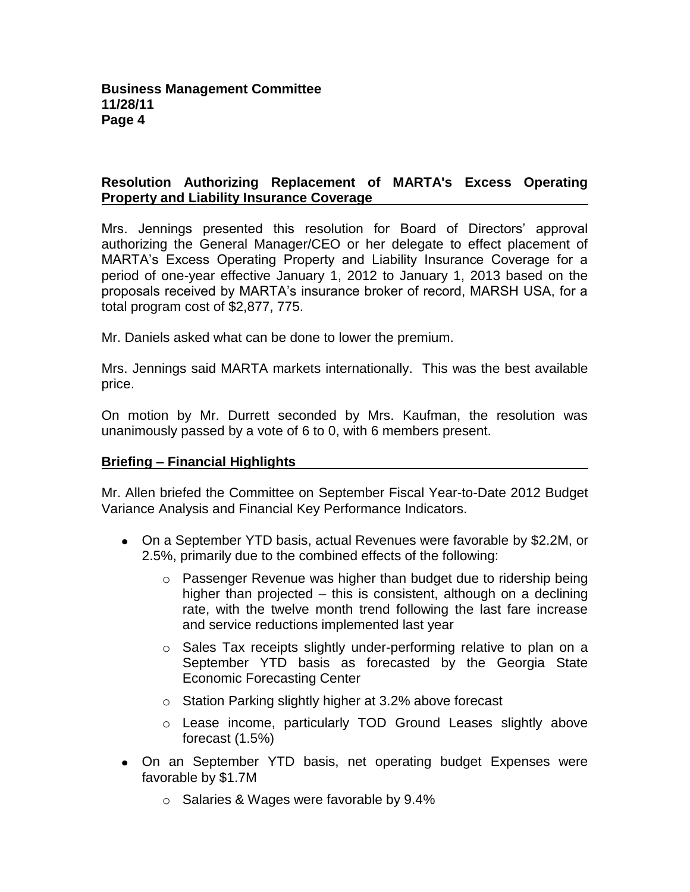## Resolution Authorizing Replacement of MARTA's Excess Operating Property and Liability Insurance Coverage

Mrs. Jennings presented this resolution for Board of Directors' approval authorizing the General Manager/CEO or her delegate to effect placement of MARTA's Excess Operating Property and Liability Insurance Coverage for a period of one-year effective January 1, 2012 to January 1, 2013 based on the proposals received by MARTA's insurance broker of record, MARSH USA, for a total program cost of $2,877, 775.

Mr. Daniels asked what can be done to lower the premium.

Mrs. Jennings said MARTA markets internationally. This was the best available price.

On motion by Mr. Durrett seconded by Mrs. Kaufman, the resolution was unanimously passed by a vote of 6 to 0, with 6 members present.

## Briefing – Financial Highlights

Mr. Allen briefed the Committee on September Fiscal Year-to-Date 2012 Budget Variance Analysis and Financial Key Performance Indicators.

- On a September YTD basis, actual Revenues were favorable by $2.2M, or 2.5%, primarily due to the combined effects of the following:
  - Passenger Revenue was higher than budget due to ridership being higher than projected – this is consistent, although on a declining rate, with the twelve month trend following the last fare increase and service reductions implemented last year
  - Sales Tax receipts slightly under-performing relative to plan on a September YTD basis as forecasted by the Georgia State Economic Forecasting Center
  - Station Parking slightly higher at 3.2% above forecast
  - Lease income, particularly TOD Ground Leases slightly above forecast (1.5%)
- On an September YTD basis, net operating budget Expenses were favorable by $1.7M
  - Salaries & Wages were favorable by 9.4%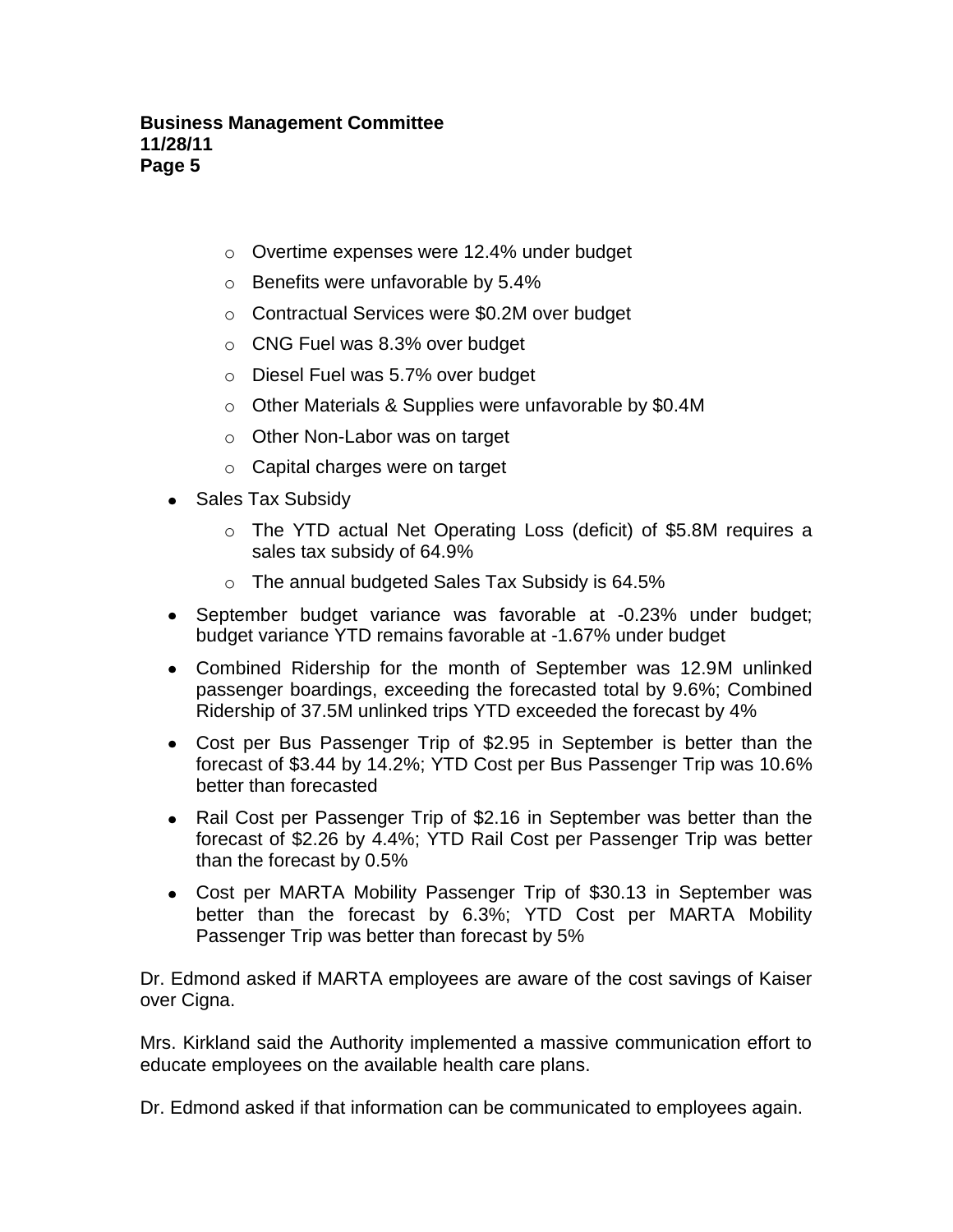- Overtime expenses were 12.4% under budget
    - Benefits were unfavorable by 5.4%
    - Contractual Services were $0.2M over budget
    - CNG Fuel was 8.3% over budget
    - Diesel Fuel was 5.7% over budget
    - Other Materials & Supplies were unfavorable by $0.4M
    - Other Non-Labor was on target
    - Capital charges were on target
- Sales Tax Subsidy
    - The YTD actual Net Operating Loss (deficit) of $5.8M requires a sales tax subsidy of 64.9%
    - The annual budgeted Sales Tax Subsidy is 64.5%
- September budget variance was favorable at -0.23% under budget; budget variance YTD remains favorable at -1.67% under budget
- Combined Ridership for the month of September was 12.9M unlinked passenger boardings, exceeding the forecasted total by 9.6%; Combined Ridership of 37.5M unlinked trips YTD exceeded the forecast by 4%
- Cost per Bus Passenger Trip of $2.95 in September is better than the forecast of $3.44 by 14.2%; YTD Cost per Bus Passenger Trip was 10.6% better than forecasted
- Rail Cost per Passenger Trip of $2.16 in September was better than the forecast of $2.26 by 4.4%; YTD Rail Cost per Passenger Trip was better than the forecast by 0.5%
- Cost per MARTA Mobility Passenger Trip of $30.13 in September was better than the forecast by 6.3%; YTD Cost per MARTA Mobility Passenger Trip was better than forecast by 5%

Dr. Edmond asked if MARTA employees are aware of the cost savings of Kaiser over Cigna.

Mrs. Kirkland said the Authority implemented a massive communication effort to educate employees on the available health care plans.

Dr. Edmond asked if that information can be communicated to employees again.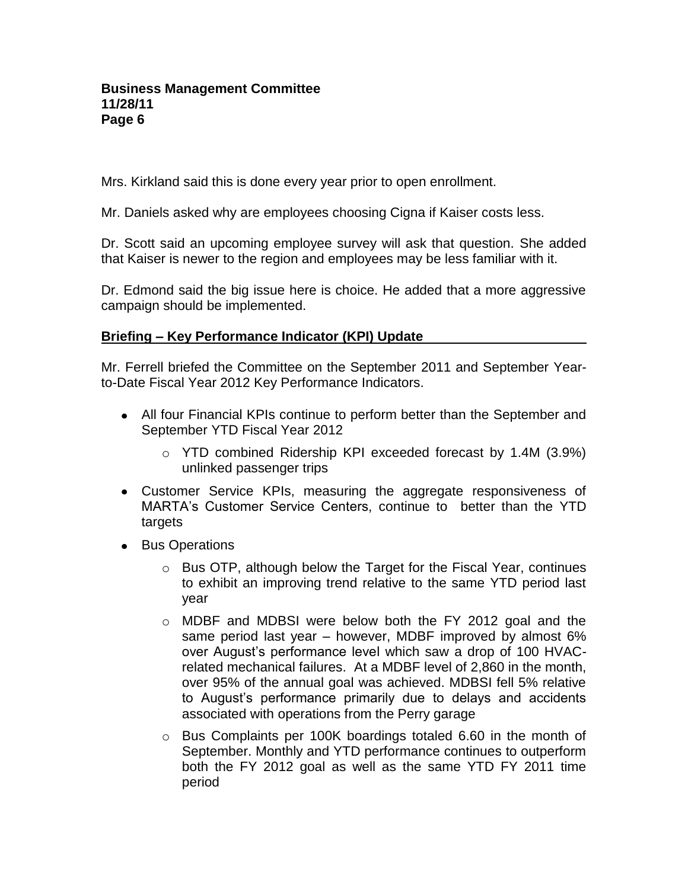Mrs. Kirkland said this is done every year prior to open enrollment.

Mr. Daniels asked why are employees choosing Cigna if Kaiser costs less.

Dr. Scott said an upcoming employee survey will ask that question. She added that Kaiser is newer to the region and employees may be less familiar with it.

Dr. Edmond said the big issue here is choice. He added that a more aggressive campaign should be implemented.

## Briefing – Key Performance Indicator (KPI) Update

Mr. Ferrell briefed the Committee on the September 2011 and September Year-to-Date Fiscal Year 2012 Key Performance Indicators.

- All four Financial KPIs continue to perform better than the September and September YTD Fiscal Year 2012
  - YTD combined Ridership KPI exceeded forecast by 1.4M (3.9%) unlinked passenger trips
- Customer Service KPIs, measuring the aggregate responsiveness of MARTA's Customer Service Centers, continue to better than the YTD targets
- Bus Operations
  - Bus OTP, although below the Target for the Fiscal Year, continues to exhibit an improving trend relative to the same YTD period last year
  - MDBF and MDBSI were below both the FY 2012 goal and the same period last year – however, MDBF improved by almost 6% over August's performance level which saw a drop of 100 HVAC-related mechanical failures. At a MDBF level of 2,860 in the month, over 95% of the annual goal was achieved. MDBSI fell 5% relative to August's performance primarily due to delays and accidents associated with operations from the Perry garage
  - Bus Complaints per 100K boardings totaled 6.60 in the month of September. Monthly and YTD performance continues to outperform both the FY 2012 goal as well as the same YTD FY 2011 time period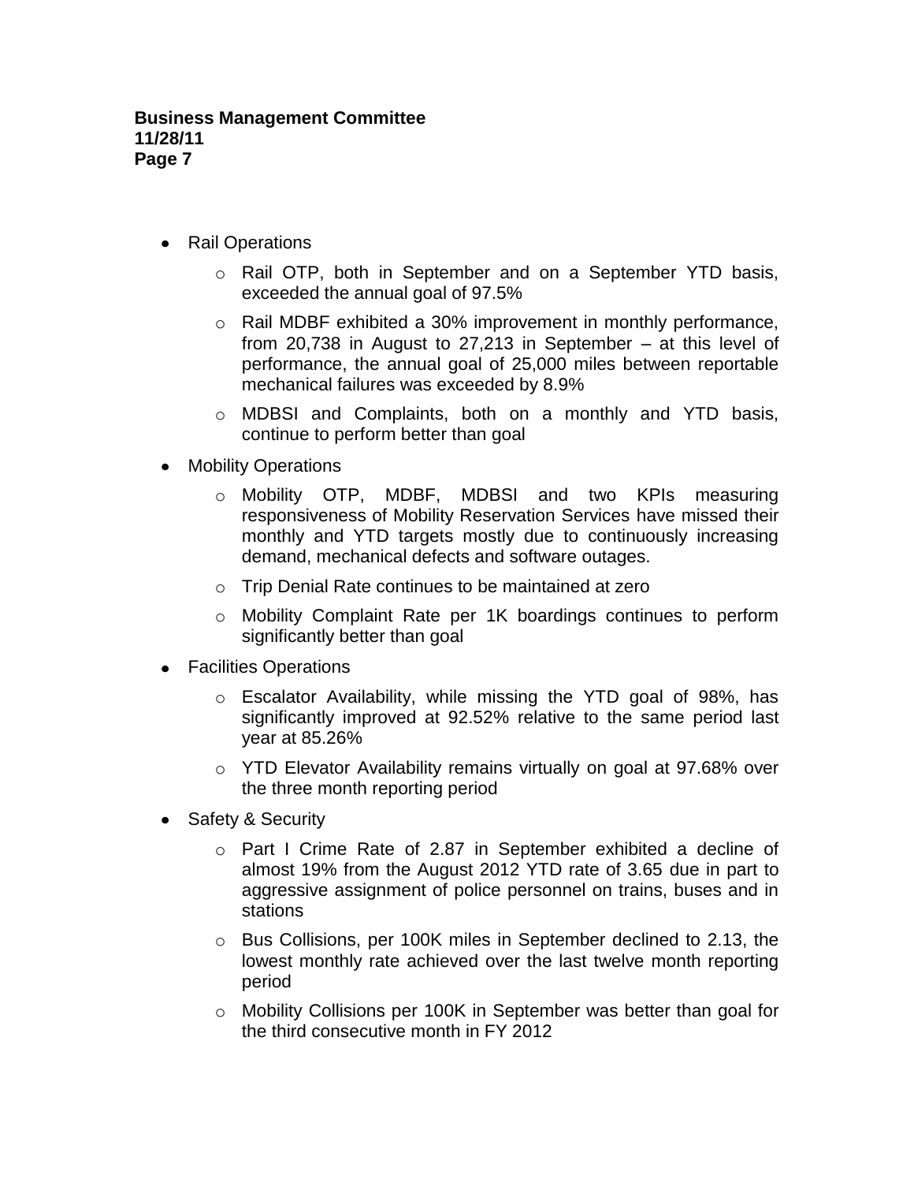- Rail Operations
  - Rail OTP, both in September and on a September YTD basis, exceeded the annual goal of 97.5%
  - Rail MDBF exhibited a 30% improvement in monthly performance, from 20,738 in August to 27,213 in September – at this level of performance, the annual goal of 25,000 miles between reportable mechanical failures was exceeded by 8.9%
  - MDBSI and Complaints, both on a monthly and YTD basis, continue to perform better than goal
- Mobility Operations
  - Mobility OTP, MDBF, MDBSI and two KPIs measuring responsiveness of Mobility Reservation Services have missed their monthly and YTD targets mostly due to continuously increasing demand, mechanical defects and software outages.
  - Trip Denial Rate continues to be maintained at zero
  - Mobility Complaint Rate per 1K boardings continues to perform significantly better than goal
- Facilities Operations
  - Escalator Availability, while missing the YTD goal of 98%, has significantly improved at 92.52% relative to the same period last year at 85.26%
  - YTD Elevator Availability remains virtually on goal at 97.68% over the three month reporting period
- Safety & Security
  - Part I Crime Rate of 2.87 in September exhibited a decline of almost 19% from the August 2012 YTD rate of 3.65 due in part to aggressive assignment of police personnel on trains, buses and in stations
  - Bus Collisions, per 100K miles in September declined to 2.13, the lowest monthly rate achieved over the last twelve month reporting period
  - Mobility Collisions per 100K in September was better than goal for the third consecutive month in FY 2012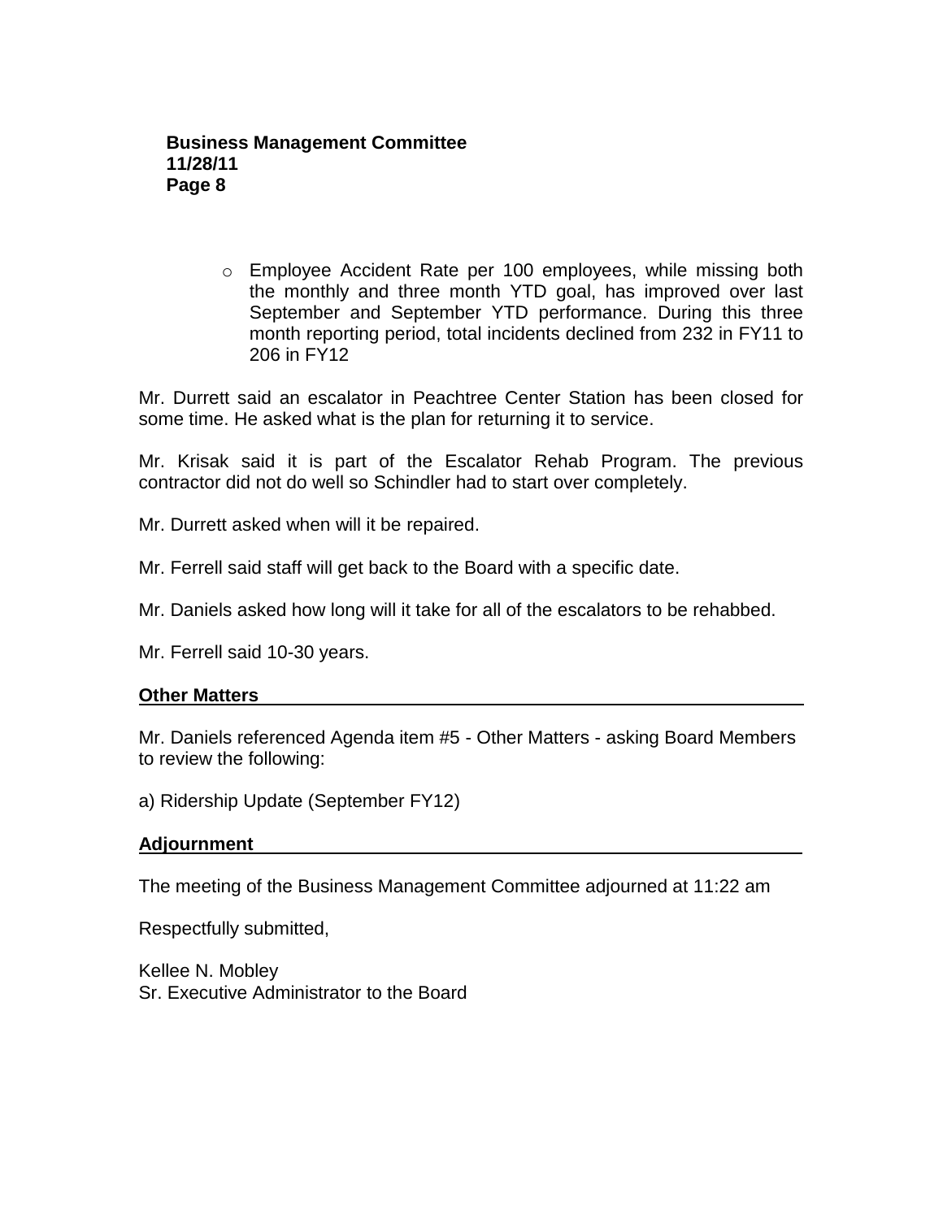- Employee Accident Rate per 100 employees, while missing both the monthly and three month YTD goal, has improved over last September and September YTD performance. During this three month reporting period, total incidents declined from 232 in FY11 to 206 in FY12

Mr. Durrett said an escalator in Peachtree Center Station has been closed for some time. He asked what is the plan for returning it to service.

Mr. Krisak said it is part of the Escalator Rehab Program. The previous contractor did not do well so Schindler had to start over completely.

Mr. Durrett asked when will it be repaired.

Mr. Ferrell said staff will get back to the Board with a specific date.

Mr. Daniels asked how long will it take for all of the escalators to be rehabbed.

Mr. Ferrell said 10-30 years.

**Other Matters**

Mr. Daniels referenced Agenda item #5 - Other Matters - asking Board Members to review the following:

a) Ridership Update (September FY12)

**Adjournment**

The meeting of the Business Management Committee adjourned at 11:22 am

Respectfully submitted,

Kellee N. Mobley
Sr. Executive Administrator to the Board